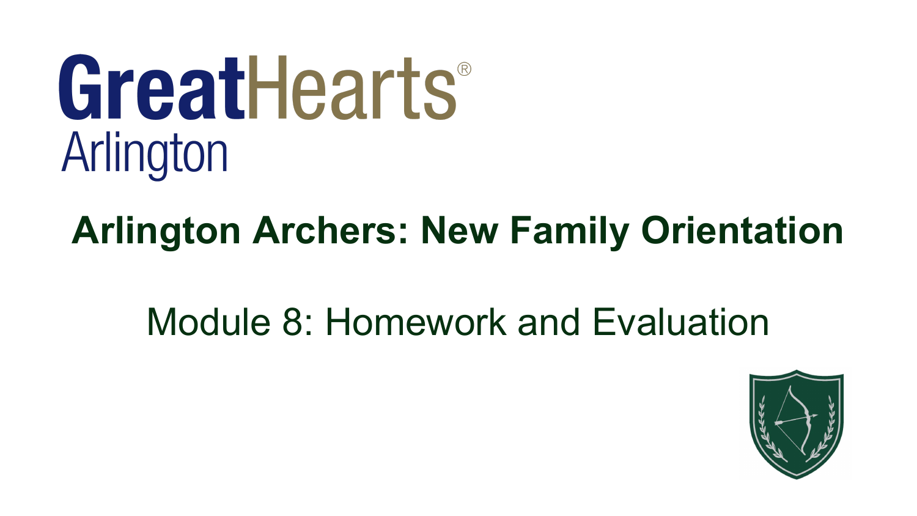# GreatHearts® Arlington

## Arlington Archers: New Family Orientation

Module 8: Homework and Evaluation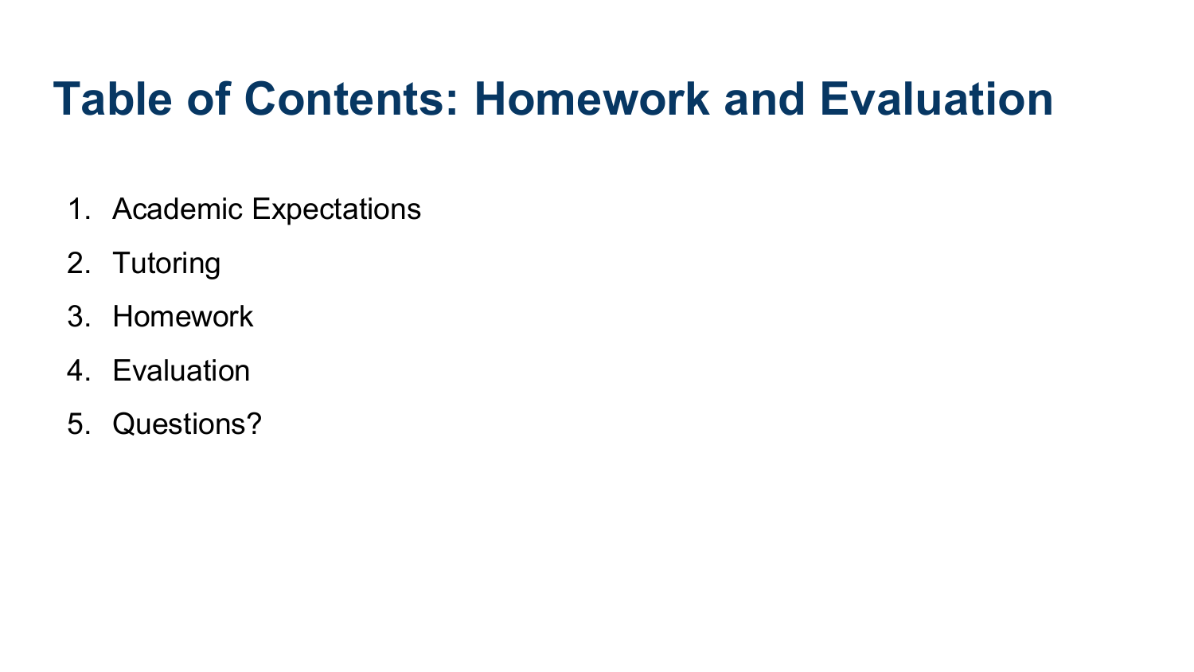# Table of Contents: Homework and Evaluation

1. Academic Expectations
2. Tutoring
3. Homework
4. Evaluation
5. Questions?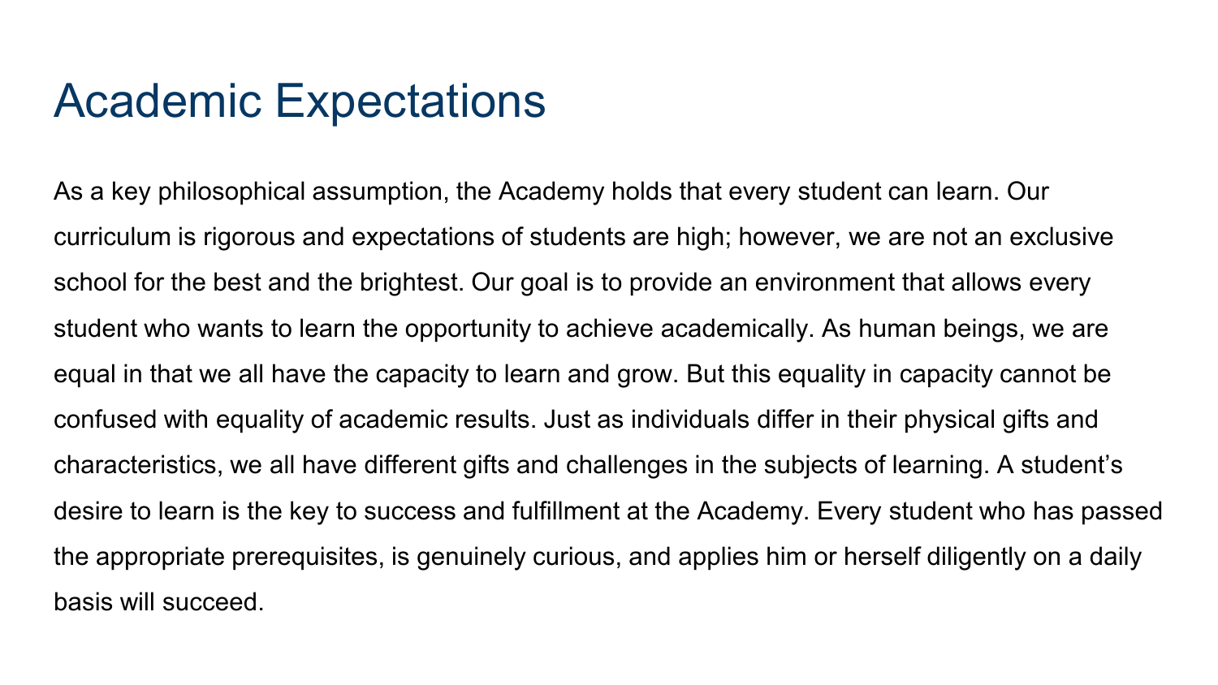# Academic Expectations

As a key philosophical assumption, the Academy holds that every student can learn. Our curriculum is rigorous and expectations of students are high; however, we are not an exclusive school for the best and the brightest. Our goal is to provide an environment that allows every student who wants to learn the opportunity to achieve academically. As human beings, we are equal in that we all have the capacity to learn and grow. But this equality in capacity cannot be confused with equality of academic results. Just as individuals differ in their physical gifts and characteristics, we all have different gifts and challenges in the subjects of learning. A student's desire to learn is the key to success and fulfillment at the Academy. Every student who has passed the appropriate prerequisites, is genuinely curious, and applies him or herself diligently on a daily basis will succeed.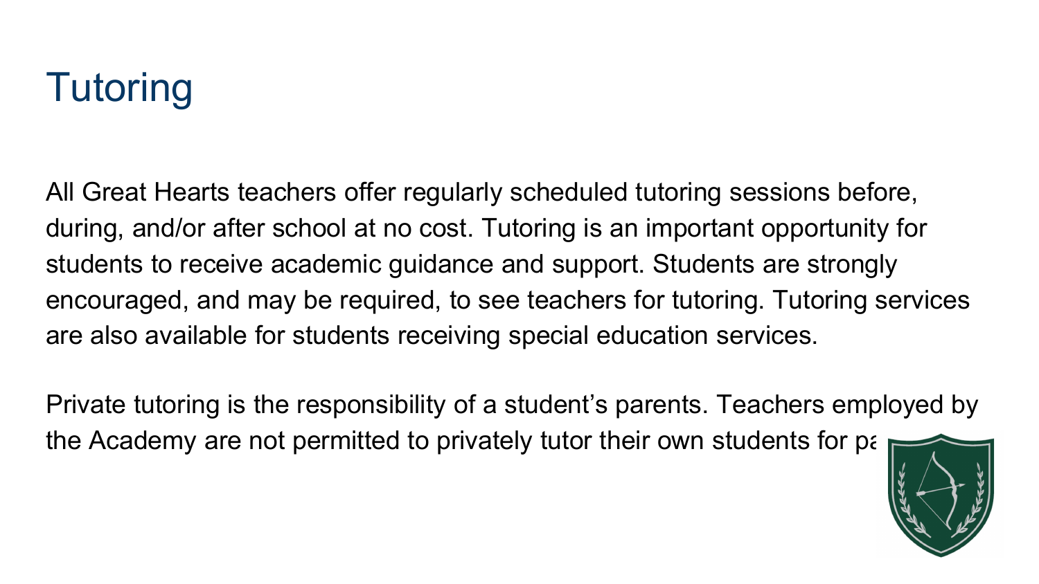# Tutoring

All Great Hearts teachers offer regularly scheduled tutoring sessions before, during, and/or after school at no cost. Tutoring is an important opportunity for students to receive academic guidance and support. Students are strongly encouraged, and may be required, to see teachers for tutoring. Tutoring services are also available for students receiving special education services.

Private tutoring is the responsibility of a student's parents. Teachers employed by the Academy are not permitted to privately tutor their own students for pa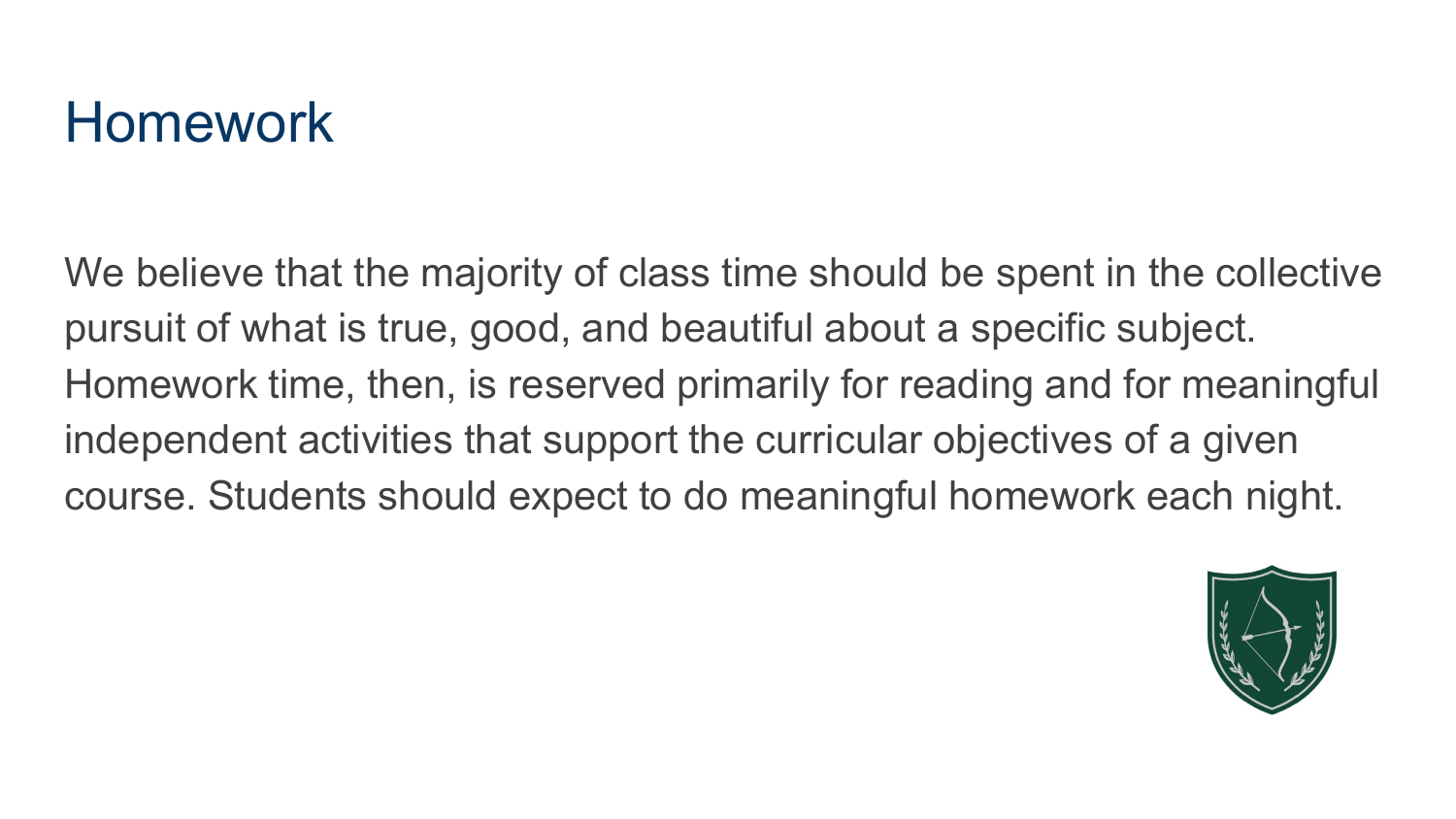# Homework

We believe that the majority of class time should be spent in the collective pursuit of what is true, good, and beautiful about a specific subject. Homework time, then, is reserved primarily for reading and for meaningful independent activities that support the curricular objectives of a given course. Students should expect to do meaningful homework each night.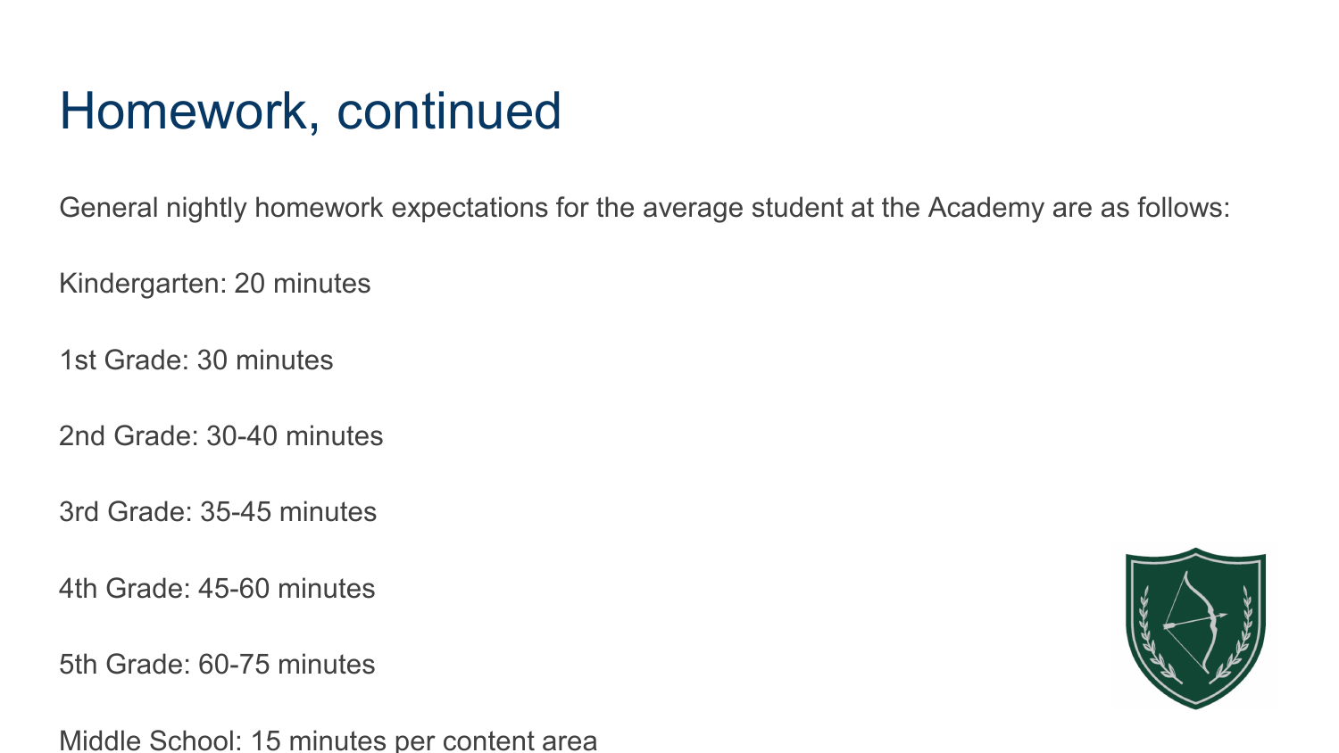# Homework, continued

General nightly homework expectations for the average student at the Academy are as follows:

Kindergarten: 20 minutes

1st Grade: 30 minutes

2nd Grade: 30-40 minutes

3rd Grade: 35-45 minutes

4th Grade: 45-60 minutes

5th Grade: 60-75 minutes

Middle School: 15 minutes per content area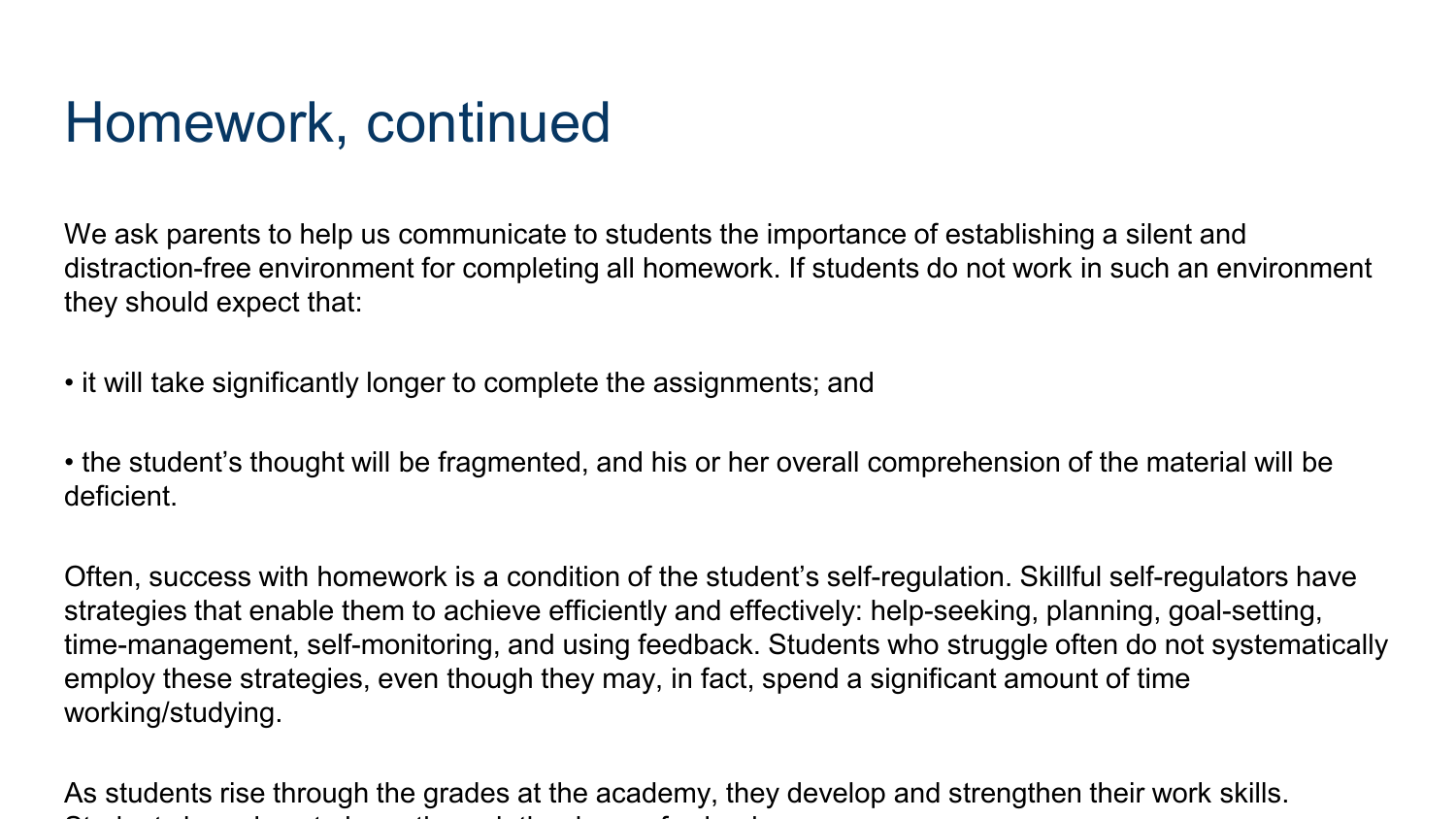# Homework, continued

We ask parents to help us communicate to students the importance of establishing a silent and distraction-free environment for completing all homework. If students do not work in such an environment they should expect that:

- it will take significantly longer to complete the assignments; and

- the student's thought will be fragmented, and his or her overall comprehension of the material will be deficient.

Often, success with homework is a condition of the student's self-regulation. Skillful self-regulators have strategies that enable them to achieve efficiently and effectively: help-seeking, planning, goal-setting, time-management, self-monitoring, and using feedback. Students who struggle often do not systematically employ these strategies, even though they may, in fact, spend a significant amount of time working/studying.

As students rise through the grades at the academy, they develop and strengthen their work skills.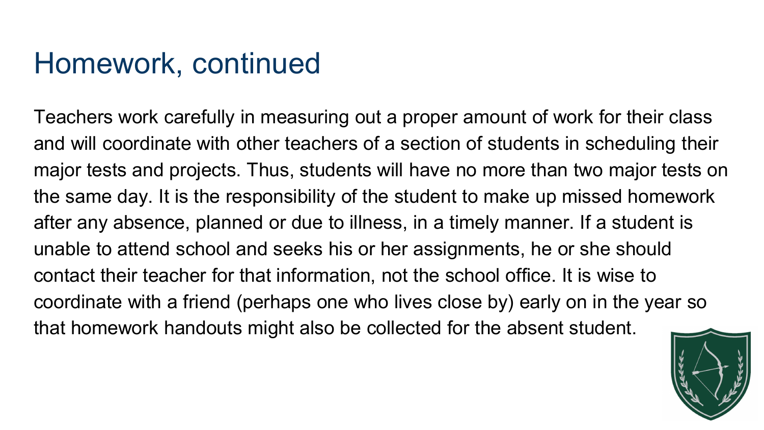# Homework, continued

Teachers work carefully in measuring out a proper amount of work for their class and will coordinate with other teachers of a section of students in scheduling their major tests and projects. Thus, students will have no more than two major tests on the same day. It is the responsibility of the student to make up missed homework after any absence, planned or due to illness, in a timely manner. If a student is unable to attend school and seeks his or her assignments, he or she should contact their teacher for that information, not the school office. It is wise to coordinate with a friend (perhaps one who lives close by) early on in the year so that homework handouts might also be collected for the absent student.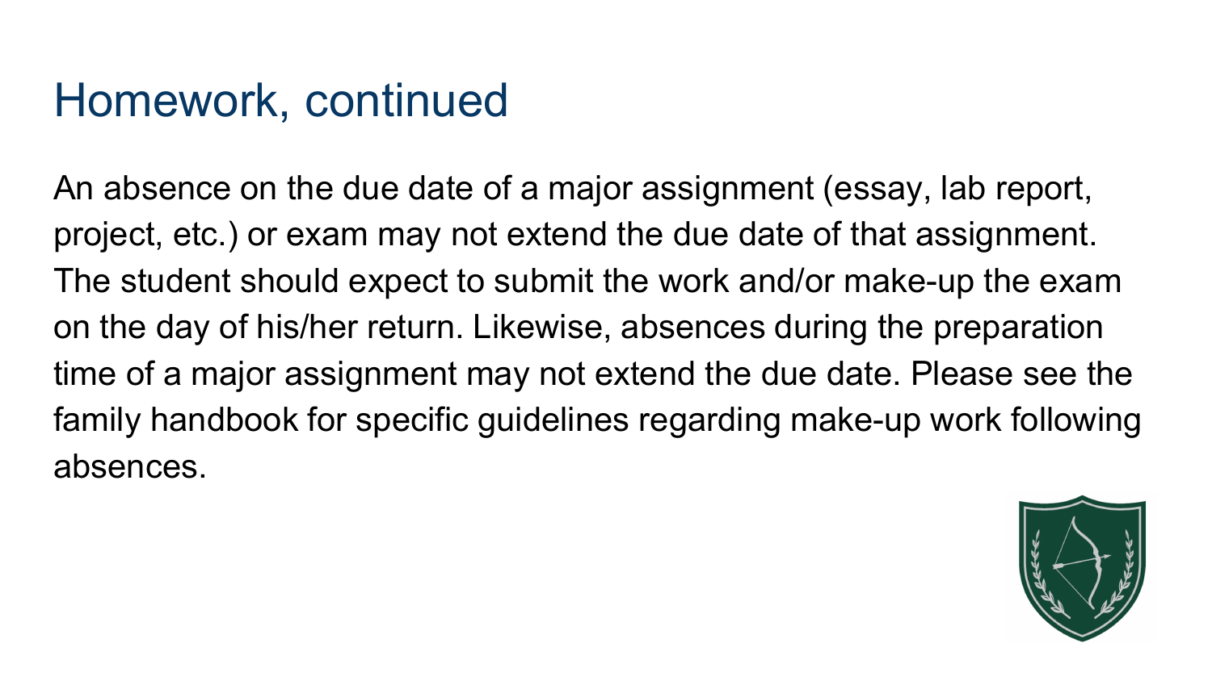# Homework, continued

An absence on the due date of a major assignment (essay, lab report, project, etc.) or exam may not extend the due date of that assignment. The student should expect to submit the work and/or make-up the exam on the day of his/her return. Likewise, absences during the preparation time of a major assignment may not extend the due date. Please see the family handbook for specific guidelines regarding make-up work following absences.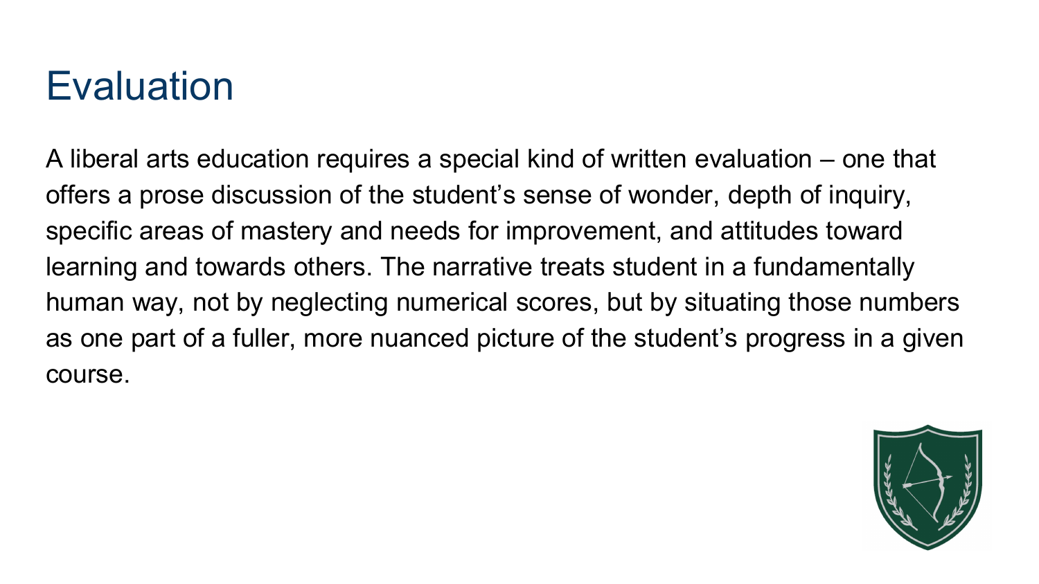# Evaluation

A liberal arts education requires a special kind of written evaluation – one that offers a prose discussion of the student's sense of wonder, depth of inquiry, specific areas of mastery and needs for improvement, and attitudes toward learning and towards others. The narrative treats student in a fundamentally human way, not by neglecting numerical scores, but by situating those numbers as one part of a fuller, more nuanced picture of the student's progress in a given course.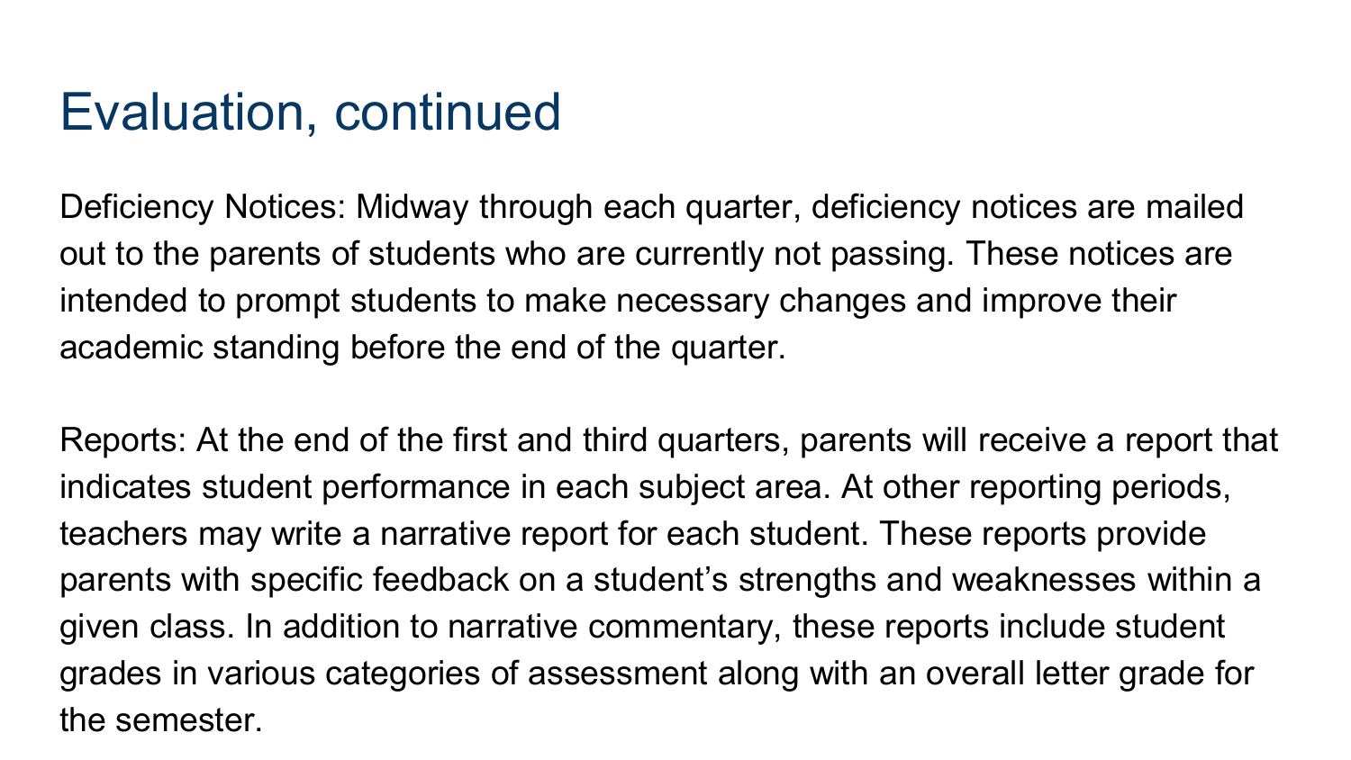# Evaluation, continued

Deficiency Notices: Midway through each quarter, deficiency notices are mailed out to the parents of students who are currently not passing. These notices are intended to prompt students to make necessary changes and improve their academic standing before the end of the quarter.

Reports: At the end of the first and third quarters, parents will receive a report that indicates student performance in each subject area. At other reporting periods, teachers may write a narrative report for each student. These reports provide parents with specific feedback on a student's strengths and weaknesses within a given class. In addition to narrative commentary, these reports include student grades in various categories of assessment along with an overall letter grade for the semester.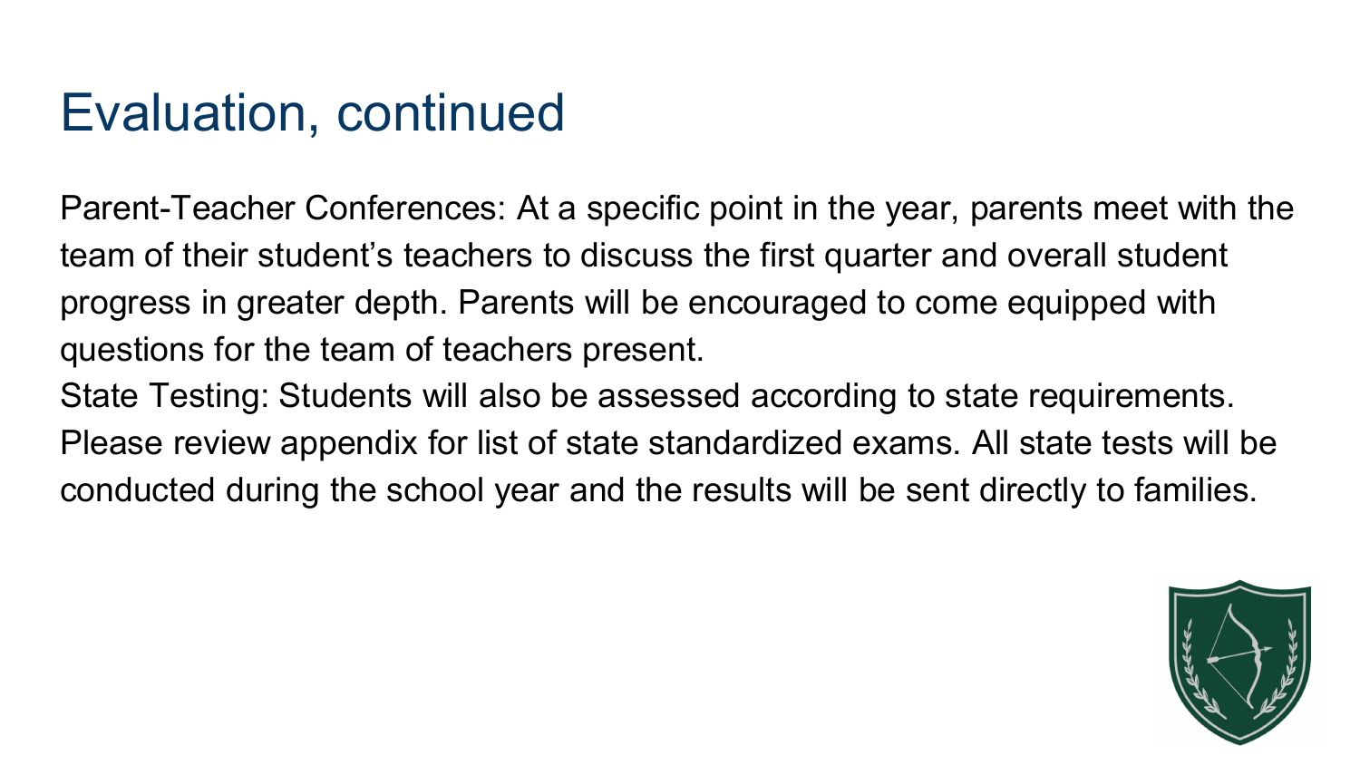# Evaluation, continued

Parent-Teacher Conferences: At a specific point in the year, parents meet with the team of their student's teachers to discuss the first quarter and overall student progress in greater depth. Parents will be encouraged to come equipped with questions for the team of teachers present.

State Testing: Students will also be assessed according to state requirements. Please review appendix for list of state standardized exams. All state tests will be conducted during the school year and the results will be sent directly to families.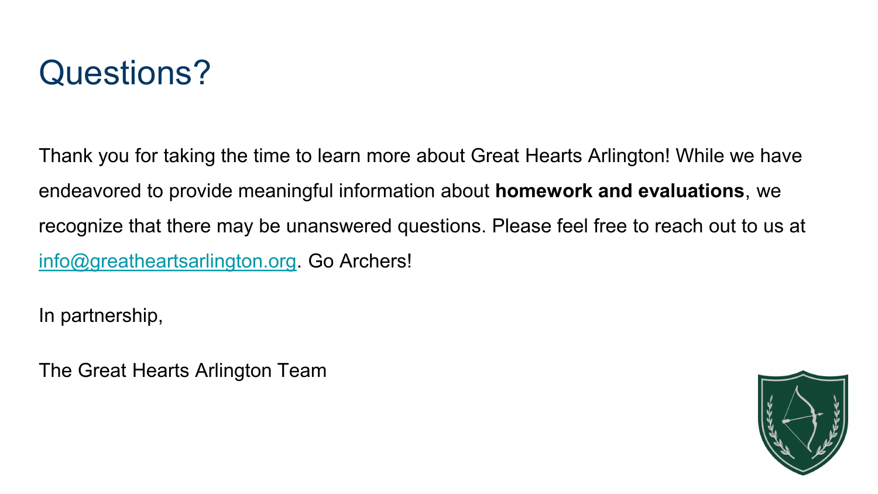# Questions?

Thank you for taking the time to learn more about Great Hearts Arlington! While we have endeavored to provide meaningful information about **homework and evaluations**, we recognize that there may be unanswered questions. Please feel free to reach out to us at [info@greatheartsarlington.org](mailto:info@greatheartsarlington.org). Go Archers!

In partnership,

The Great Hearts Arlington Team